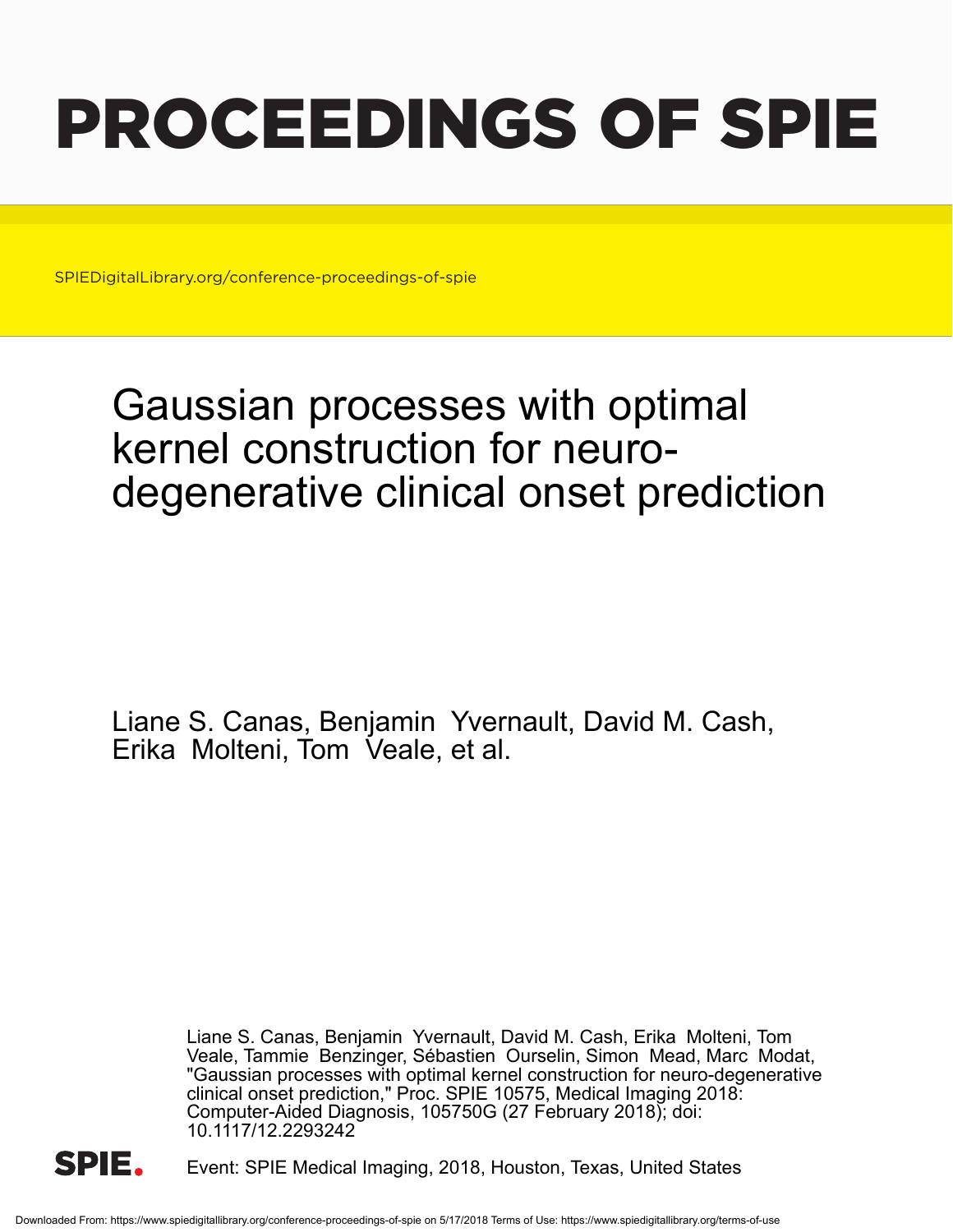# PROCEEDINGS OF SPIE

SPIEDigitalLibrary.org/conference-proceedings-of-spie

## Gaussian processes with optimal kernel construction for neuro-degenerative clinical onset prediction

Liane S. Canas, Benjamin Yvernault, David M. Cash, Erika Molteni, Tom Veale, et al.

Liane S. Canas, Benjamin Yvernault, David M. Cash, Erika Molteni, Tom Veale, Tammie Benzinger, Sébastien Ourselin, Simon Mead, Marc Modat, "Gaussian processes with optimal kernel construction for neuro-degenerative clinical onset prediction," Proc. SPIE 10575, Medical Imaging 2018: Computer-Aided Diagnosis, 105750G (27 February 2018); doi: 10.1117/12.2293242

Event: SPIE Medical Imaging, 2018, Houston, Texas, United States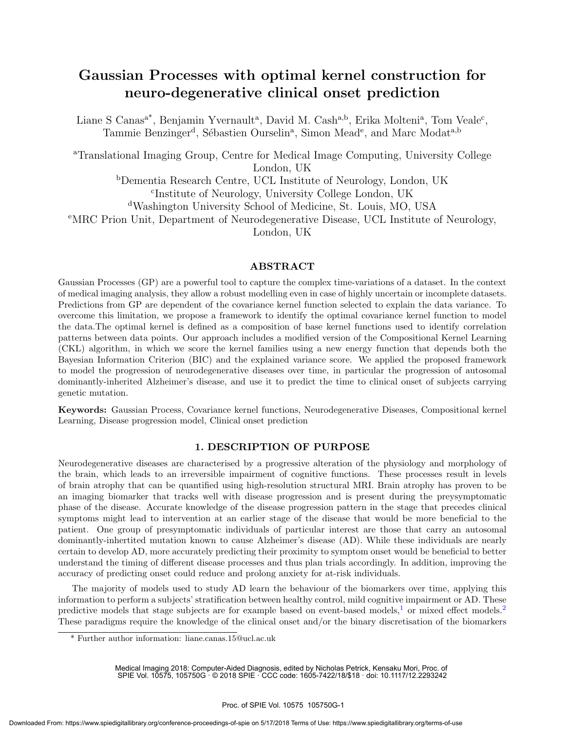# Gaussian Processes with optimal kernel construction for neuro-degenerative clinical onset prediction

Liane S Canas[a*], Benjamin Yvernault[a], David M. Cash[a,b], Erika Molteni[a], Tom Veale[c], Tammie Benzinger[d], Sébastien Ourselin[a], Simon Mead[e], and Marc Modat[a,b]

[a]Translational Imaging Group, Centre for Medical Image Computing, University College London, UK

[b]Dementia Research Centre, UCL Institute of Neurology, London, UK

[c]Institute of Neurology, University College London, UK

[d]Washington University School of Medicine, St. Louis, MO, USA

[e]MRC Prion Unit, Department of Neurodegenerative Disease, UCL Institute of Neurology, London, UK

## ABSTRACT

Gaussian Processes (GP) are a powerful tool to capture the complex time-variations of a dataset. In the context of medical imaging analysis, they allow a robust modelling even in case of highly uncertain or incomplete datasets. Predictions from GP are dependent of the covariance kernel function selected to explain the data variance. To overcome this limitation, we propose a framework to identify the optimal covariance kernel function to model the data.The optimal kernel is defined as a composition of base kernel functions used to identify correlation patterns between data points. Our approach includes a modified version of the Compositional Kernel Learning (CKL) algorithm, in which we score the kernel families using a new energy function that depends both the Bayesian Information Criterion (BIC) and the explained variance score. We applied the proposed framework to model the progression of neurodegenerative diseases over time, in particular the progression of autosomal dominantly-inherited Alzheimer's disease, and use it to predict the time to clinical onset of subjects carrying genetic mutation.

**Keywords:** Gaussian Process, Covariance kernel functions, Neurodegenerative Diseases, Compositional kernel Learning, Disease progression model, Clinical onset prediction

## 1. DESCRIPTION OF PURPOSE

Neurodegenerative diseases are characterised by a progressive alteration of the physiology and morphology of the brain, which leads to an irreversible impairment of cognitive functions. These processes result in levels of brain atrophy that can be quantified using high-resolution structural MRI. Brain atrophy has proven to be an imaging biomarker that tracks well with disease progression and is present during the preysymptomatic phase of the disease. Accurate knowledge of the disease progression pattern in the stage that precedes clinical symptoms might lead to intervention at an earlier stage of the disease that would be more beneficial to the patient. One group of presymptomatic individuals of particular interest are those that carry an autosomal dominantly-inhertited mutation known to cause Alzheimer's disease (AD). While these individuals are nearly certain to develop AD, more accurately predicting their proximity to symptom onset would be beneficial to better understand the timing of different disease processes and thus plan trials accordingly. In addition, improving the accuracy of predicting onset could reduce and prolong anxiety for at-risk individuals.

The majority of models used to study AD learn the behaviour of the biomarkers over time, applying this information to perform a subjects' stratification between healthy control, mild cognitive impairment or AD. These predictive models that stage subjects are for example based on event-based models,[1] or mixed effect models.[2] These paradigms require the knowledge of the clinical onset and/or the binary discretisation of the biomarkers

* Further author information: liane.canas.15@ucl.ac.uk

Medical Imaging 2018: Computer-Aided Diagnosis, edited by Nicholas Petrick, Kensaku Mori, Proc. of SPIE Vol. 10575, 105750G · © 2018 SPIE · CCC code: 1605-7422/18/$18 · doi: 10.1117/12.2293242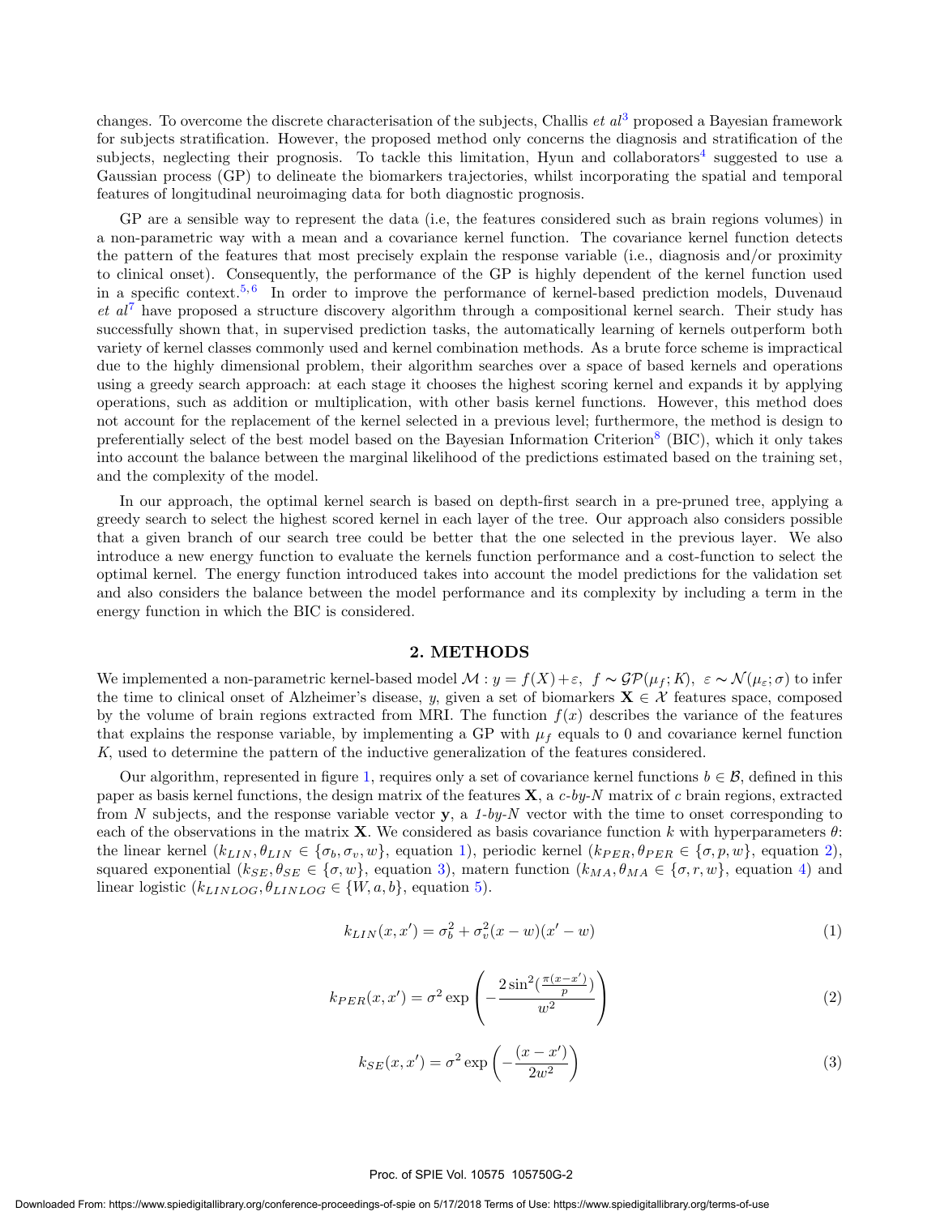changes. To overcome the discrete characterisation of the subjects, Challis *et al*[3] proposed a Bayesian framework for subjects stratification. However, the proposed method only concerns the diagnosis and stratification of the subjects, neglecting their prognosis. To tackle this limitation, Hyun and collaborators[4] suggested to use a Gaussian process (GP) to delineate the biomarkers trajectories, whilst incorporating the spatial and temporal features of longitudinal neuroimaging data for both diagnostic prognosis.

GP are a sensible way to represent the data (i.e, the features considered such as brain regions volumes) in a non-parametric way with a mean and a covariance kernel function. The covariance kernel function detects the pattern of the features that most precisely explain the response variable (i.e., diagnosis and/or proximity to clinical onset). Consequently, the performance of the GP is highly dependent of the kernel function used in a specific context.[5,6] In order to improve the performance of kernel-based prediction models, Duvenaud *et al*[7] have proposed a structure discovery algorithm through a compositional kernel search. Their study has successfully shown that, in supervised prediction tasks, the automatically learning of kernels outperform both variety of kernel classes commonly used and kernel combination methods. As a brute force scheme is impractical due to the highly dimensional problem, their algorithm searches over a space of based kernels and operations using a greedy search approach: at each stage it chooses the highest scoring kernel and expands it by applying operations, such as addition or multiplication, with other basis kernel functions. However, this method does not account for the replacement of the kernel selected in a previous level; furthermore, the method is design to preferentially select of the best model based on the Bayesian Information Criterion[8] (BIC), which it only takes into account the balance between the marginal likelihood of the predictions estimated based on the training set, and the complexity of the model.

In our approach, the optimal kernel search is based on depth-first search in a pre-pruned tree, applying a greedy search to select the highest scored kernel in each layer of the tree. Our approach also considers possible that a given branch of our search tree could be better that the one selected in the previous layer. We also introduce a new energy function to evaluate the kernels function performance and a cost-function to select the optimal kernel. The energy function introduced takes into account the model predictions for the validation set and also considers the balance between the model performance and its complexity by including a term in the energy function in which the BIC is considered.

## 2. METHODS

We implemented a non-parametric kernel-based model $\mathcal{M} : y = f(X) + \varepsilon,\ f \sim \mathcal{GP}(\mu_f; K),\ \varepsilon \sim \mathcal{N}(\mu_\varepsilon; \sigma)$ to infer the time to clinical onset of Alzheimer's disease, $y$, given a set of biomarkers $\mathbf{X} \in \mathcal{X}$ features space, composed by the volume of brain regions extracted from MRI. The function $f(x)$ describes the variance of the features that explains the response variable, by implementing a GP with $\mu_f$ equals to 0 and covariance kernel function $K$, used to determine the pattern of the inductive generalization of the features considered.

Our algorithm, represented in figure 1, requires only a set of covariance kernel functions $b \in \mathcal{B}$, defined in this paper as basis kernel functions, the design matrix of the features $\mathbf{X}$, a *c-by-N* matrix of $c$ brain regions, extracted from $N$ subjects, and the response variable vector $\mathbf{y}$, a *1-by-N* vector with the time to onset corresponding to each of the observations in the matrix $\mathbf{X}$. We considered as basis covariance function $k$ with hyperparameters $\theta$: the linear kernel ($k_{LIN}, \theta_{LIN} \in \{\sigma_b, \sigma_v, w\}$, equation 1), periodic kernel ($k_{PER}, \theta_{PER} \in \{\sigma, p, w\}$, equation 2), squared exponential ($k_{SE}, \theta_{SE} \in \{\sigma, w\}$, equation 3), matern function ($k_{MA}, \theta_{MA} \in \{\sigma, r, w\}$, equation 4) and linear logistic ($k_{LINLOG}, \theta_{LINLOG} \in \{W, a, b\}$, equation 5).

$$k_{LIN}(x, x') = \sigma_b^2 + \sigma_v^2 (x - w)(x' - w) \tag{1}$$

$$k_{PER}(x, x') = \sigma^2 \exp\left(-\frac{2\sin^2(\frac{\pi(x-x')}{p})}{w^2}\right) \tag{2}$$

$$k_{SE}(x, x') = \sigma^2 \exp\left(-\frac{(x - x')}{2w^2}\right) \tag{3}$$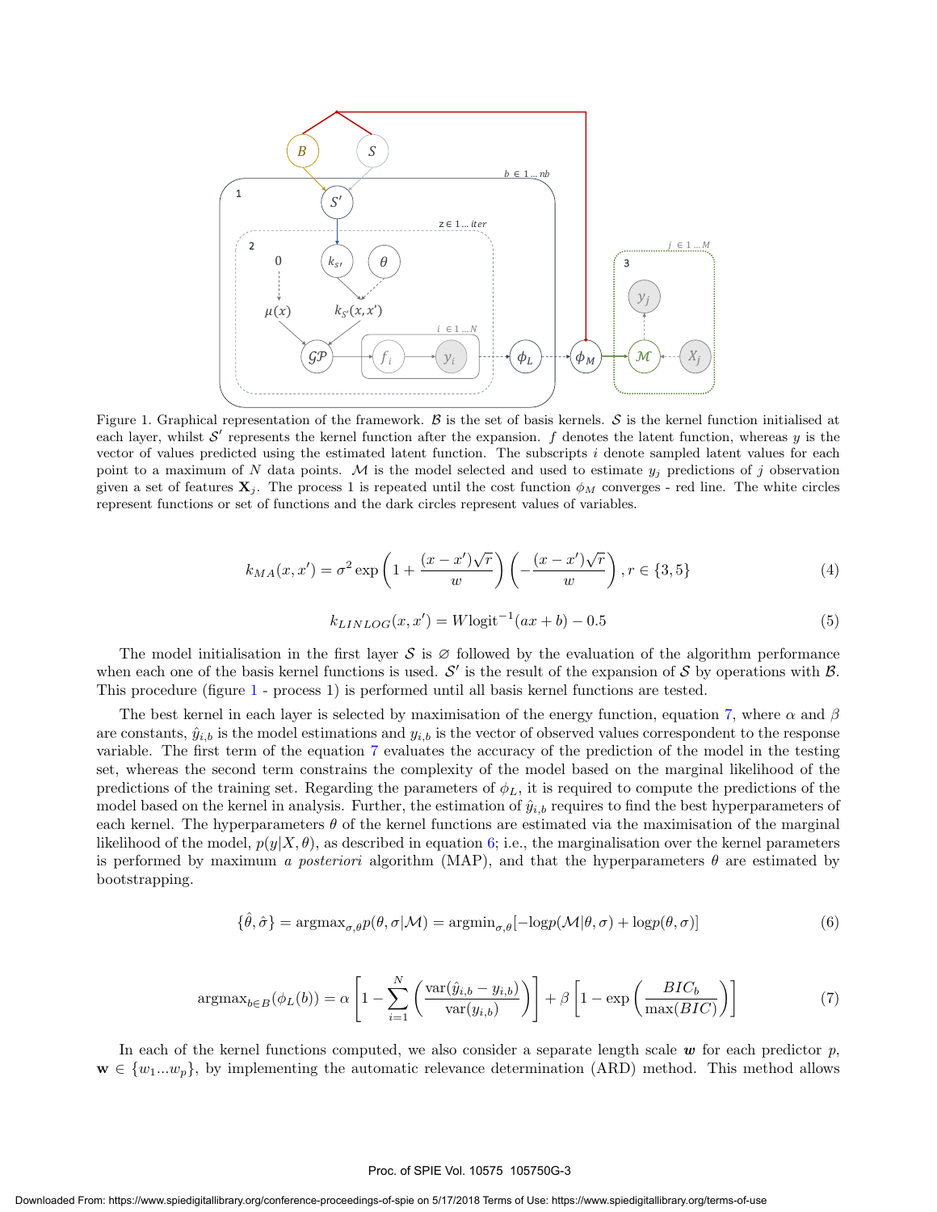Figure 1. Graphical representation of the framework. $\mathcal{B}$ is the set of basis kernels. $\mathcal{S}$ is the kernel function initialised at each layer, whilst $\mathcal{S}'$ represents the kernel function after the expansion. $f$ denotes the latent function, whereas $y$ is the vector of values predicted using the estimated latent function. The subscripts $i$ denote sampled latent values for each point to a maximum of $N$ data points. $\mathcal{M}$ is the model selected and used to estimate $y_j$ predictions of $j$ observation given a set of features $\mathbf{X}_j$. The process 1 is repeated until the cost function $\phi_M$ converges - red line. The white circles represent functions or set of functions and the dark circles represent values of variables.

$$k_{MA}(x, x') = \sigma^2 \exp\left(1 + \frac{(x - x')\sqrt{r}}{w}\right)\left(-\frac{(x - x')\sqrt{r}}{w}\right), r \in \{3, 5\} \tag{4}$$

$$k_{LINLOG}(x, x') = W\text{logit}^{-1}(ax + b) - 0.5 \tag{5}$$

The model initialisation in the first layer $\mathcal{S}$ is $\varnothing$ followed by the evaluation of the algorithm performance when each one of the basis kernel functions is used. $\mathcal{S}'$ is the result of the expansion of $\mathcal{S}$ by operations with $\mathcal{B}$. This procedure (figure 1 - process 1) is performed until all basis kernel functions are tested.

The best kernel in each layer is selected by maximisation of the energy function, equation 7, where $\alpha$ and $\beta$ are constants, $\hat{y}_{i,b}$ is the model estimations and $y_{i,b}$ is the vector of observed values correspondent to the response variable. The first term of the equation 7 evaluates the accuracy of the prediction of the model in the testing set, whereas the second term constrains the complexity of the model based on the marginal likelihood of the predictions of the training set. Regarding the parameters of $\phi_L$, it is required to compute the predictions of the model based on the kernel in analysis. Further, the estimation of $\hat{y}_{i,b}$ requires to find the best hyperparameters of each kernel. The hyperparameters $\theta$ of the kernel functions are estimated via the maximisation of the marginal likelihood of the model, $p(y|X, \theta)$, as described in equation 6; i.e., the marginalisation over the kernel parameters is performed by maximum *a posteriori* algorithm (MAP), and that the hyperparameters $\theta$ are estimated by bootstrapping.

$$\{\hat{\theta}, \hat{\sigma}\} = \text{argmax}_{\sigma,\theta} p(\theta, \sigma|\mathcal{M}) = \text{argmin}_{\sigma,\theta}[-\text{log}p(\mathcal{M}|\theta, \sigma) + \text{log}p(\theta, \sigma)] \tag{6}$$

$$\text{argmax}_{b \in B}(\phi_L(b)) = \alpha\left[1 - \sum_{i=1}^{N}\left(\frac{\text{var}(\hat{y}_{i,b} - y_{i,b})}{\text{var}(y_{i,b})}\right)\right] + \beta\left[1 - \exp\left(\frac{BIC_b}{\max(BIC)}\right)\right] \tag{7}$$

In each of the kernel functions computed, we also consider a separate length scale $\boldsymbol{w}$ for each predictor $p$, $\mathbf{w} \in \{w_1 ... w_p\}$, by implementing the automatic relevance determination (ARD) method. This method allows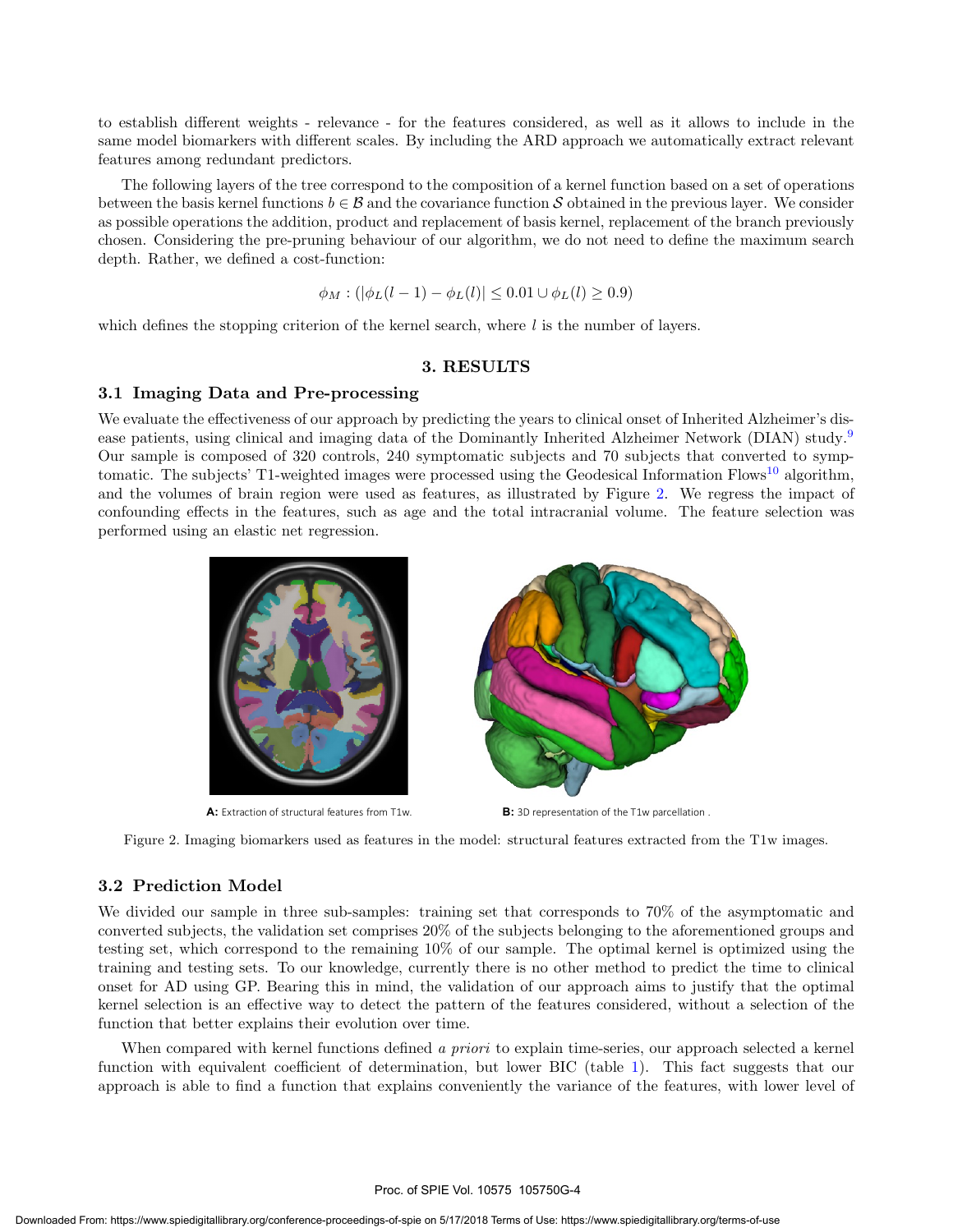to establish different weights - relevance - for the features considered, as well as it allows to include in the same model biomarkers with different scales. By including the ARD approach we automatically extract relevant features among redundant predictors.

The following layers of the tree correspond to the composition of a kernel function based on a set of operations between the basis kernel functions $b \in \mathcal{B}$ and the covariance function $\mathcal{S}$ obtained in the previous layer. We consider as possible operations the addition, product and replacement of basis kernel, replacement of the branch previously chosen. Considering the pre-pruning behaviour of our algorithm, we do not need to define the maximum search depth. Rather, we defined a cost-function:

$$\phi_M : (|\phi_L(l-1) - \phi_L(l)| \leq 0.01 \cup \phi_L(l) \geq 0.9)$$

which defines the stopping criterion of the kernel search, where $l$ is the number of layers.

## 3. RESULTS

### 3.1 Imaging Data and Pre-processing

We evaluate the effectiveness of our approach by predicting the years to clinical onset of Inherited Alzheimer's disease patients, using clinical and imaging data of the Dominantly Inherited Alzheimer Network (DIAN) study.[9] Our sample is composed of 320 controls, 240 symptomatic subjects and 70 subjects that converted to symptomatic. The subjects' T1-weighted images were processed using the Geodesical Information Flows[10] algorithm, and the volumes of brain region were used as features, as illustrated by Figure 2. We regress the impact of confounding effects in the features, such as age and the total intracranial volume. The feature selection was performed using an elastic net regression.

**A:** Extraction of structural features from T1w.

**B:** 3D representation of the T1w parcellation .

Figure 2. Imaging biomarkers used as features in the model: structural features extracted from the T1w images.

### 3.2 Prediction Model

We divided our sample in three sub-samples: training set that corresponds to 70% of the asymptomatic and converted subjects, the validation set comprises 20% of the subjects belonging to the aforementioned groups and testing set, which correspond to the remaining 10% of our sample. The optimal kernel is optimized using the training and testing sets. To our knowledge, currently there is no other method to predict the time to clinical onset for AD using GP. Bearing this in mind, the validation of our approach aims to justify that the optimal kernel selection is an effective way to detect the pattern of the features considered, without a selection of the function that better explains their evolution over time.

When compared with kernel functions defined *a priori* to explain time-series, our approach selected a kernel function with equivalent coefficient of determination, but lower BIC (table 1). This fact suggests that our approach is able to find a function that explains conveniently the variance of the features, with lower level of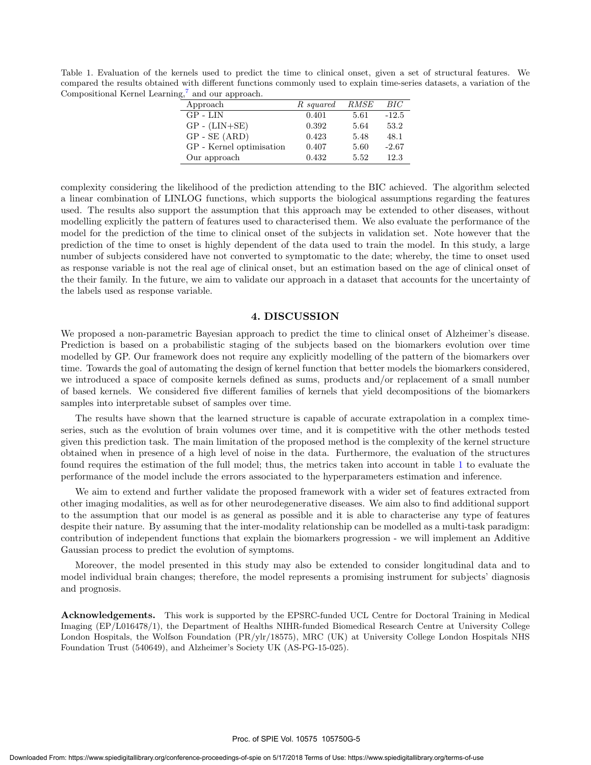Table 1. Evaluation of the kernels used to predict the time to clinical onset, given a set of structural features. We compared the results obtained with different functions commonly used to explain time-series datasets, a variation of the Compositional Kernel Learning,[7] and our approach.

| Approach | *R squared* | *RMSE* | *BIC* |
|---|---|---|---|
| GP - LIN | 0.401 | 5.61 | -12.5 |
| GP - (LIN+SE) | 0.392 | 5.64 | 53.2 |
| GP - SE (ARD) | 0.423 | 5.48 | 48.1 |
| GP - Kernel optimisation | 0.407 | 5.60 | -2.67 |
| Our approach | 0.432 | 5.52 | 12.3 |

complexity considering the likelihood of the prediction attending to the BIC achieved. The algorithm selected a linear combination of LINLOG functions, which supports the biological assumptions regarding the features used. The results also support the assumption that this approach may be extended to other diseases, without modelling explicitly the pattern of features used to characterised them. We also evaluate the performance of the model for the prediction of the time to clinical onset of the subjects in validation set. Note however that the prediction of the time to onset is highly dependent of the data used to train the model. In this study, a large number of subjects considered have not converted to symptomatic to the date; whereby, the time to onset used as response variable is not the real age of clinical onset, but an estimation based on the age of clinical onset of the their family. In the future, we aim to validate our approach in a dataset that accounts for the uncertainty of the labels used as response variable.

# 4. DISCUSSION

We proposed a non-parametric Bayesian approach to predict the time to clinical onset of Alzheimer's disease. Prediction is based on a probabilistic staging of the subjects based on the biomarkers evolution over time modelled by GP. Our framework does not require any explicitly modelling of the pattern of the biomarkers over time. Towards the goal of automating the design of kernel function that better models the biomarkers considered, we introduced a space of composite kernels defined as sums, products and/or replacement of a small number of based kernels. We considered five different families of kernels that yield decompositions of the biomarkers samples into interpretable subset of samples over time.

The results have shown that the learned structure is capable of accurate extrapolation in a complex time-series, such as the evolution of brain volumes over time, and it is competitive with the other methods tested given this prediction task. The main limitation of the proposed method is the complexity of the kernel structure obtained when in presence of a high level of noise in the data. Furthermore, the evaluation of the structures found requires the estimation of the full model; thus, the metrics taken into account in table 1 to evaluate the performance of the model include the errors associated to the hyperparameters estimation and inference.

We aim to extend and further validate the proposed framework with a wider set of features extracted from other imaging modalities, as well as for other neurodegenerative diseases. We aim also to find additional support to the assumption that our model is as general as possible and it is able to characterise any type of features despite their nature. By assuming that the inter-modality relationship can be modelled as a multi-task paradigm: contribution of independent functions that explain the biomarkers progression - we will implement an Additive Gaussian process to predict the evolution of symptoms.

Moreover, the model presented in this study may also be extended to consider longitudinal data and to model individual brain changes; therefore, the model represents a promising instrument for subjects' diagnosis and prognosis.

**Acknowledgements.** This work is supported by the EPSRC-funded UCL Centre for Doctoral Training in Medical Imaging (EP/L016478/1), the Department of Healths NIHR-funded Biomedical Research Centre at University College London Hospitals, the Wolfson Foundation (PR/ylr/18575), MRC (UK) at University College London Hospitals NHS Foundation Trust (540649), and Alzheimer's Society UK (AS-PG-15-025).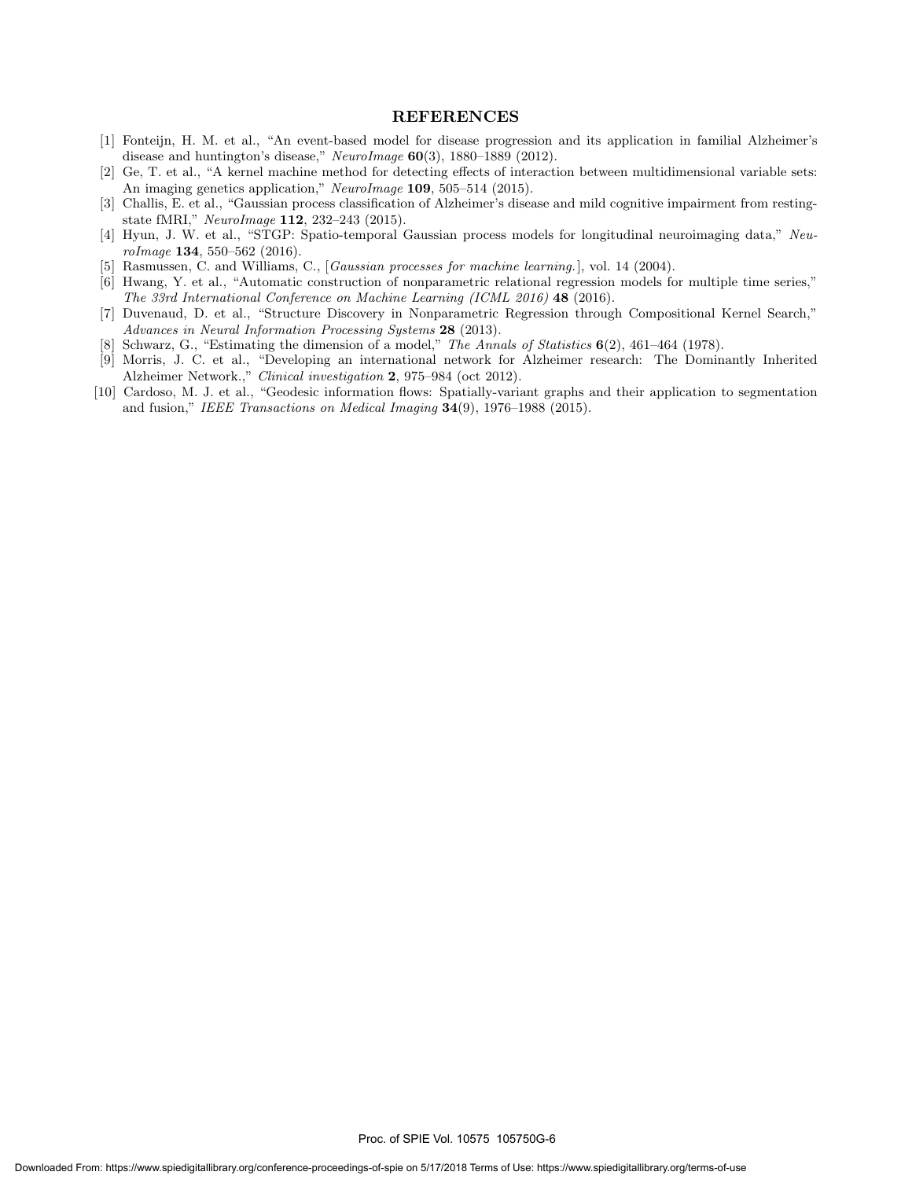## REFERENCES

[1] Fonteijn, H. M. et al., "An event-based model for disease progression and its application in familial Alzheimer's disease and huntington's disease," *NeuroImage* **60**(3), 1880–1889 (2012).

[2] Ge, T. et al., "A kernel machine method for detecting effects of interaction between multidimensional variable sets: An imaging genetics application," *NeuroImage* **109**, 505–514 (2015).

[3] Challis, E. et al., "Gaussian process classification of Alzheimer's disease and mild cognitive impairment from resting-state fMRI," *NeuroImage* **112**, 232–243 (2015).

[4] Hyun, J. W. et al., "STGP: Spatio-temporal Gaussian process models for longitudinal neuroimaging data," *NeuroImage* **134**, 550–562 (2016).

[5] Rasmussen, C. and Williams, C., [*Gaussian processes for machine learning.*], vol. 14 (2004).

[6] Hwang, Y. et al., "Automatic construction of nonparametric relational regression models for multiple time series," *The 33rd International Conference on Machine Learning (ICML 2016)* **48** (2016).

[7] Duvenaud, D. et al., "Structure Discovery in Nonparametric Regression through Compositional Kernel Search," *Advances in Neural Information Processing Systems* **28** (2013).

[8] Schwarz, G., "Estimating the dimension of a model," *The Annals of Statistics* **6**(2), 461–464 (1978).

[9] Morris, J. C. et al., "Developing an international network for Alzheimer research: The Dominantly Inherited Alzheimer Network.," *Clinical investigation* **2**, 975–984 (oct 2012).

[10] Cardoso, M. J. et al., "Geodesic information flows: Spatially-variant graphs and their application to segmentation and fusion," *IEEE Transactions on Medical Imaging* **34**(9), 1976–1988 (2015).